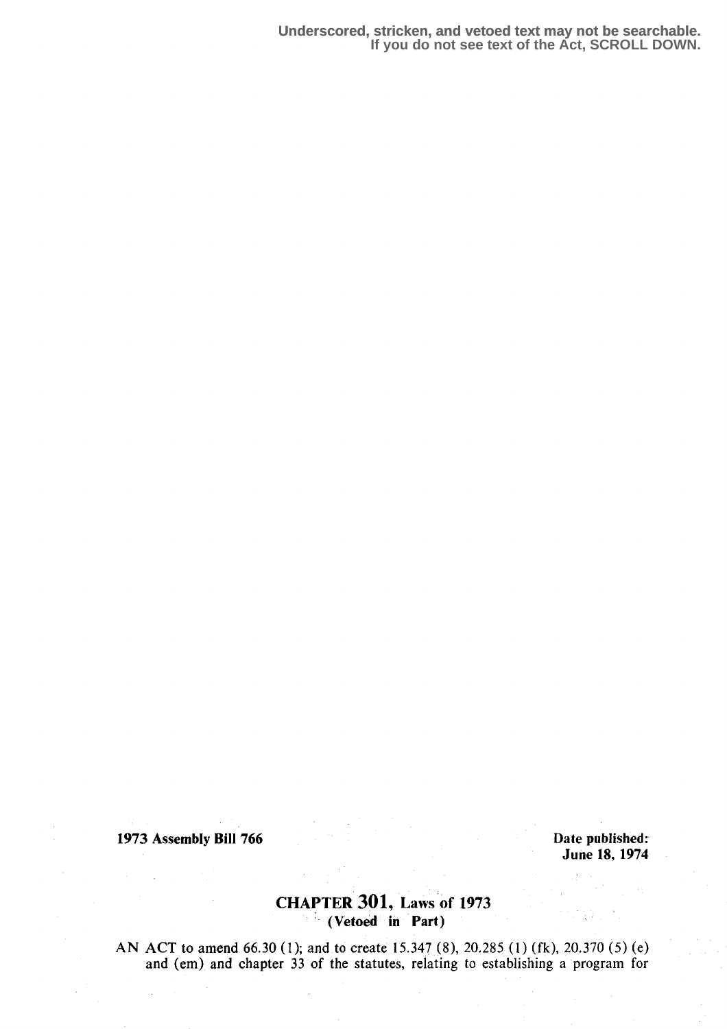Underscored, stricken, and vetoed text may not be searchable.
If you do not see text of the Act, SCROLL DOWN.

**1973 Assembly Bill 766**

**Date published:**
**June 18, 1974**

## CHAPTER 301, Laws of 1973
**(Vetoed in Part)**

AN ACT to amend 66.30 (1); and to create 15.347 (8), 20.285 (1) (fk), 20.370 (5) (e) and (em) and chapter 33 of the statutes, relating to establishing a program for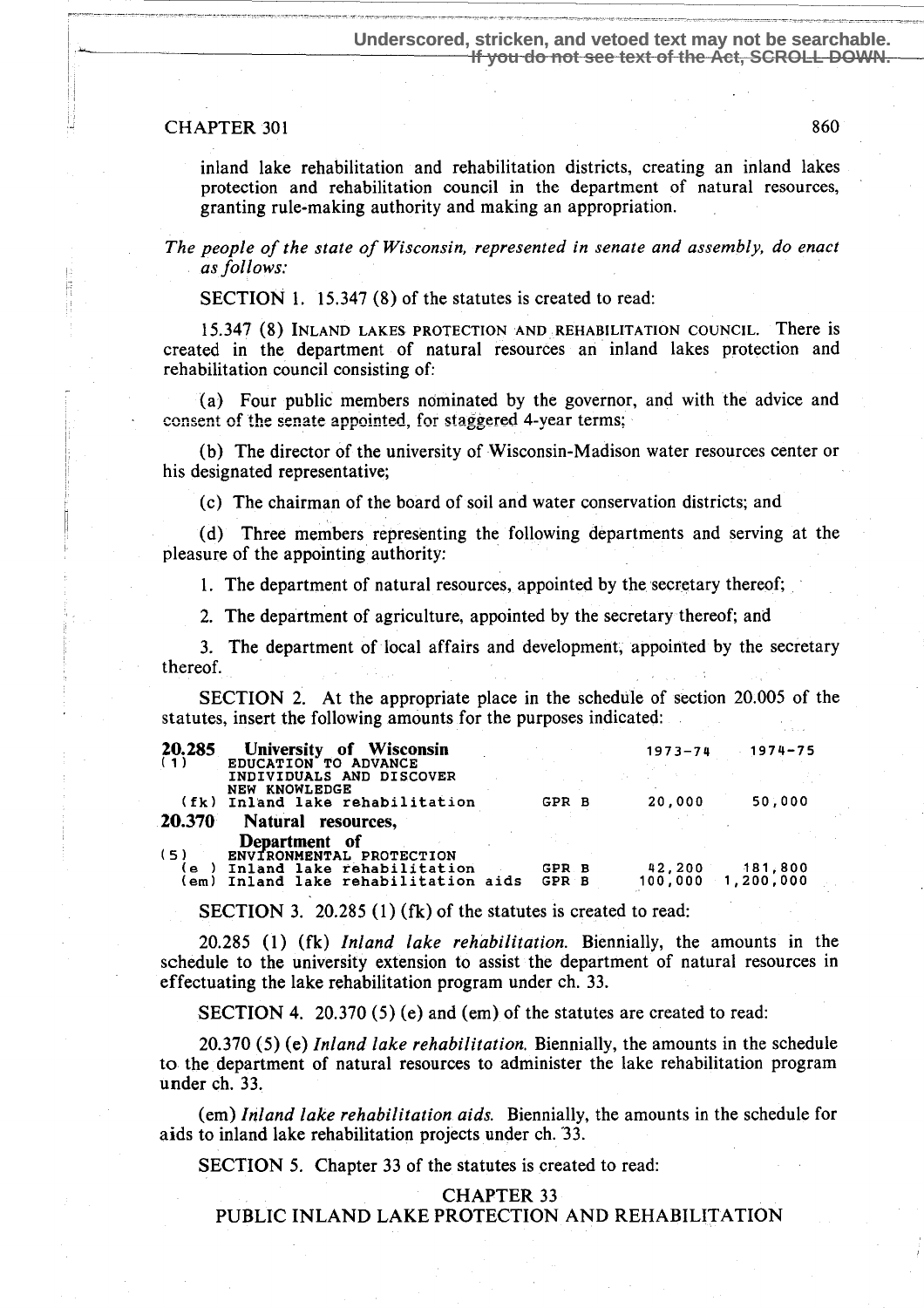Underscored, stricken, and vetoed text may not be searchable.
If you do not see text of the Act, SCROLL DOWN.

CHAPTER 301

inland lake rehabilitation and rehabilitation districts, creating an inland lakes protection and rehabilitation council in the department of natural resources, granting rule-making authority and making an appropriation.

*The people of the state of Wisconsin, represented in senate and assembly, do enact as follows:*

SECTION 1. 15.347 (8) of the statutes is created to read:

15.347 (8) INLAND LAKES PROTECTION AND REHABILITATION COUNCIL. There is created in the department of natural resources an inland lakes protection and rehabilitation council consisting of:

(a) Four public members nominated by the governor, and with the advice and consent of the senate appointed, for staggered 4-year terms;

(b) The director of the university of Wisconsin-Madison water resources center or his designated representative;

(c) The chairman of the board of soil and water conservation districts; and

(d) Three members representing the following departments and serving at the pleasure of the appointing authority:

1. The department of natural resources, appointed by the secretary thereof;

2. The department of agriculture, appointed by the secretary thereof; and

3. The department of local affairs and development, appointed by the secretary thereof.

SECTION 2. At the appropriate place in the schedule of section 20.005 of the statutes, insert the following amounts for the purposes indicated:

| | | | 1973-74 | 1974-75 |
|---|---|---|---|---|
| **20.285** | **University of Wisconsin** | | | |
| (1) | EDUCATION TO ADVANCE INDIVIDUALS AND DISCOVER NEW KNOWLEDGE | | | |
| (fk) | Inland lake rehabilitation | GPR B | 20,000 | 50,000 |
| **20.370** | **Natural resources, Department of** | | | |
| (5) | ENVIRONMENTAL PROTECTION | | | |
| (e) | Inland lake rehabilitation | GPR B | 42,200 | 181,800 |
| (em) | Inland lake rehabilitation aids | GPR B | 100,000 | 1,200,000 |

SECTION 3. 20.285 (1) (fk) of the statutes is created to read:

20.285 (1) (fk) *Inland lake rehabilitation.* Biennially, the amounts in the schedule to the university extension to assist the department of natural resources in effectuating the lake rehabilitation program under ch. 33.

SECTION 4. 20.370 (5) (e) and (em) of the statutes are created to read:

20.370 (5) (e) *Inland lake rehabilitation.* Biennially, the amounts in the schedule to the department of natural resources to administer the lake rehabilitation program under ch. 33.

(em) *Inland lake rehabilitation aids.* Biennially, the amounts in the schedule for aids to inland lake rehabilitation projects under ch. 33.

SECTION 5. Chapter 33 of the statutes is created to read:

CHAPTER 33
PUBLIC INLAND LAKE PROTECTION AND REHABILITATION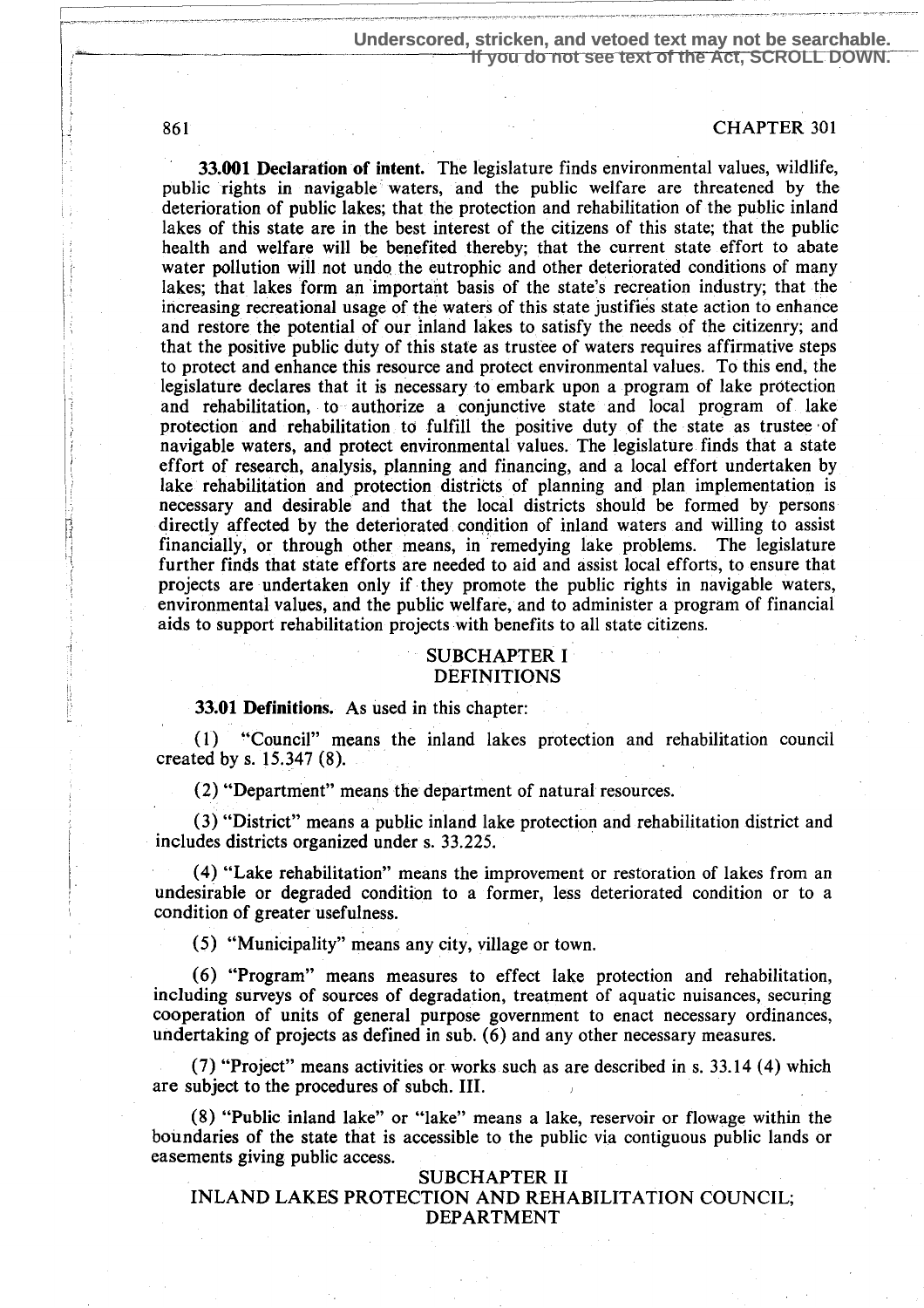**33.001 Declaration of intent.** The legislature finds environmental values, wildlife, public rights in navigable waters, and the public welfare are threatened by the deterioration of public lakes; that the protection and rehabilitation of the public inland lakes of this state are in the best interest of the citizens of this state; that the public health and welfare will be benefited thereby; that the current state effort to abate water pollution will not undo the eutrophic and other deteriorated conditions of many lakes; that lakes form an important basis of the state's recreation industry; that the increasing recreational usage of the waters of this state justifies state action to enhance and restore the potential of our inland lakes to satisfy the needs of the citizenry; and that the positive public duty of this state as trustee of waters requires affirmative steps to protect and enhance this resource and protect environmental values. To this end, the legislature declares that it is necessary to embark upon a program of lake protection and rehabilitation, to authorize a conjunctive state and local program of lake protection and rehabilitation to fulfill the positive duty of the state as trustee of navigable waters, and protect environmental values. The legislature finds that a state effort of research, analysis, planning and financing, and a local effort undertaken by lake rehabilitation and protection districts of planning and plan implementation is necessary and desirable and that the local districts should be formed by persons directly affected by the deteriorated condition of inland waters and willing to assist financially, or through other means, in remedying lake problems. The legislature further finds that state efforts are needed to aid and assist local efforts, to ensure that projects are undertaken only if they promote the public rights in navigable waters, environmental values, and the public welfare, and to administer a program of financial aids to support rehabilitation projects with benefits to all state citizens.

## SUBCHAPTER I
## DEFINITIONS

**33.01 Definitions.** As used in this chapter:

(1) "Council" means the inland lakes protection and rehabilitation council created by s. 15.347 (8).

(2) "Department" means the department of natural resources.

(3) "District" means a public inland lake protection and rehabilitation district and includes districts organized under s. 33.225.

(4) "Lake rehabilitation" means the improvement or restoration of lakes from an undesirable or degraded condition to a former, less deteriorated condition or to a condition of greater usefulness.

(5) "Municipality" means any city, village or town.

(6) "Program" means measures to effect lake protection and rehabilitation, including surveys of sources of degradation, treatment of aquatic nuisances, securing cooperation of units of general purpose government to enact necessary ordinances, undertaking of projects as defined in sub. (6) and any other necessary measures.

(7) "Project" means activities or works such as are described in s. 33.14 (4) which are subject to the procedures of subch. III.

(8) "Public inland lake" or "lake" means a lake, reservoir or flowage within the boundaries of the state that is accessible to the public via contiguous public lands or easements giving public access.

## SUBCHAPTER II
## INLAND LAKES PROTECTION AND REHABILITATION COUNCIL; DEPARTMENT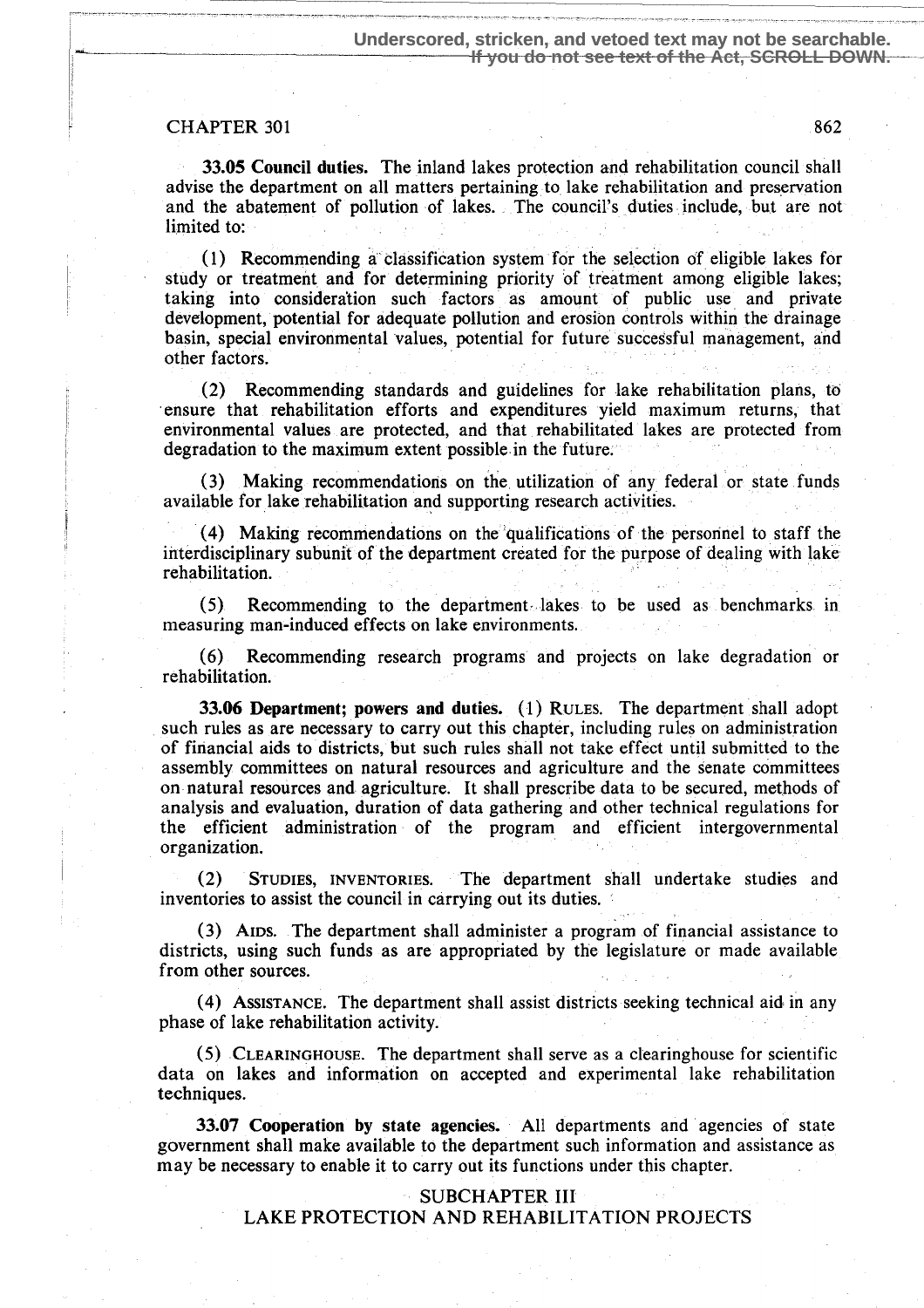**33.05 Council duties.** The inland lakes protection and rehabilitation council shall advise the department on all matters pertaining to lake rehabilitation and preservation and the abatement of pollution of lakes. The council's duties include, but are not limited to:

(1) Recommending a classification system for the selection of eligible lakes for study or treatment and for determining priority of treatment among eligible lakes; taking into consideration such factors as amount of public use and private development, potential for adequate pollution and erosion controls within the drainage basin, special environmental values, potential for future successful management, and other factors.

(2) Recommending standards and guidelines for lake rehabilitation plans, to ensure that rehabilitation efforts and expenditures yield maximum returns, that environmental values are protected, and that rehabilitated lakes are protected from degradation to the maximum extent possible in the future.

(3) Making recommendations on the utilization of any federal or state funds available for lake rehabilitation and supporting research activities.

(4) Making recommendations on the qualifications of the personnel to staff the interdisciplinary subunit of the department created for the purpose of dealing with lake rehabilitation.

(5) Recommending to the department lakes to be used as benchmarks in measuring man-induced effects on lake environments.

(6) Recommending research programs and projects on lake degradation or rehabilitation.

**33.06 Department; powers and duties.** (1) RULES. The department shall adopt such rules as are necessary to carry out this chapter, including rules on administration of financial aids to districts, but such rules shall not take effect until submitted to the assembly committees on natural resources and agriculture and the senate committees on natural resources and agriculture. It shall prescribe data to be secured, methods of analysis and evaluation, duration of data gathering and other technical regulations for the efficient administration of the program and efficient intergovernmental organization.

(2) STUDIES, INVENTORIES. The department shall undertake studies and inventories to assist the council in carrying out its duties.

(3) AIDS. The department shall administer a program of financial assistance to districts, using such funds as are appropriated by the legislature or made available from other sources.

(4) ASSISTANCE. The department shall assist districts seeking technical aid in any phase of lake rehabilitation activity.

(5) CLEARINGHOUSE. The department shall serve as a clearinghouse for scientific data on lakes and information on accepted and experimental lake rehabilitation techniques.

**33.07 Cooperation by state agencies.** All departments and agencies of state government shall make available to the department such information and assistance as may be necessary to enable it to carry out its functions under this chapter.

## SUBCHAPTER III
## LAKE PROTECTION AND REHABILITATION PROJECTS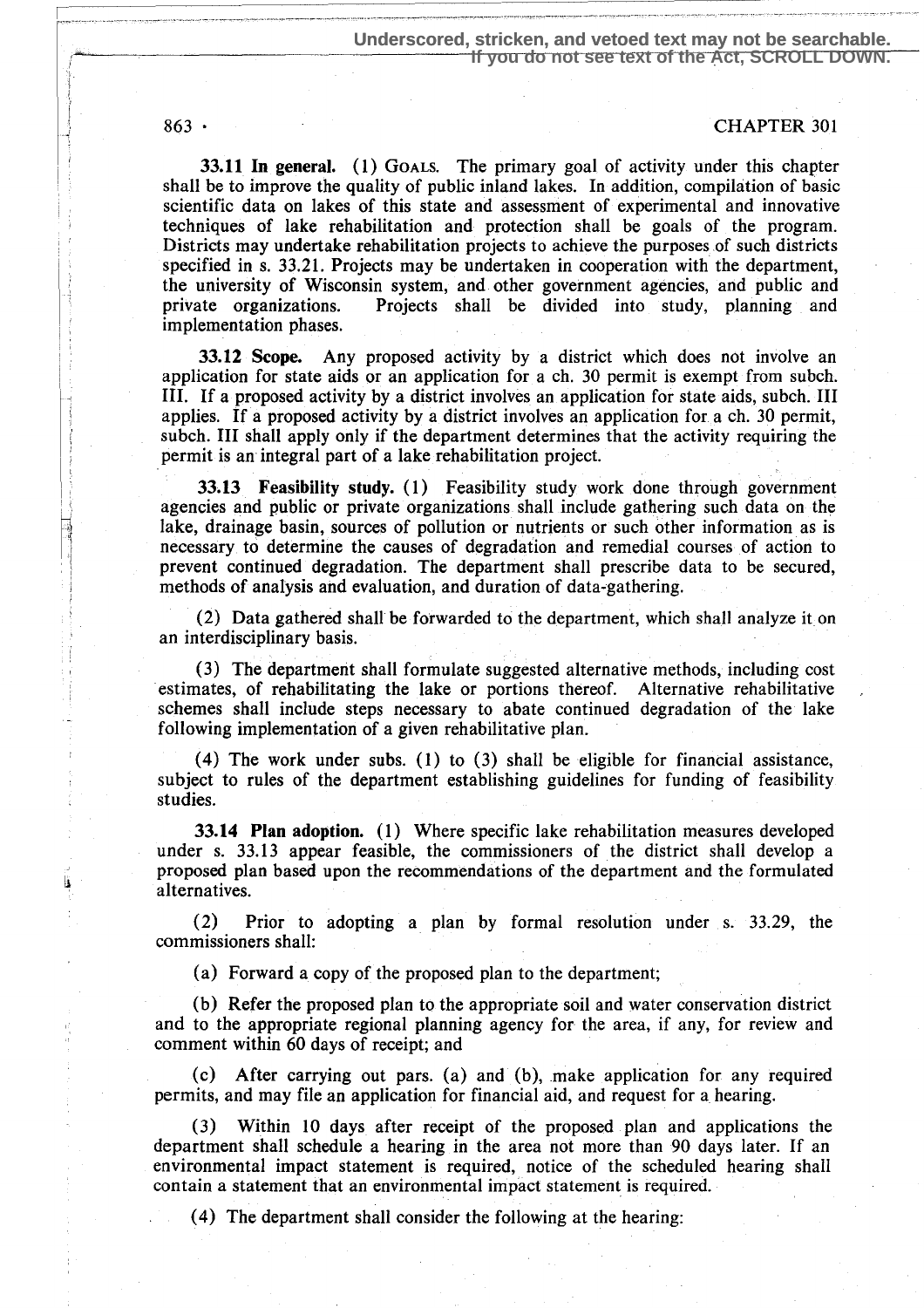**33.11 In general.** (1) GOALS. The primary goal of activity under this chapter shall be to improve the quality of public inland lakes. In addition, compilation of basic scientific data on lakes of this state and assessment of experimental and innovative techniques of lake rehabilitation and protection shall be goals of the program. Districts may undertake rehabilitation projects to achieve the purposes of such districts specified in s. 33.21. Projects may be undertaken in cooperation with the department, the university of Wisconsin system, and other government agencies, and public and private organizations. Projects shall be divided into study, planning and implementation phases.

**33.12 Scope.** Any proposed activity by a district which does not involve an application for state aids or an application for a ch. 30 permit is exempt from subch. III. If a proposed activity by a district involves an application for state aids, subch. III applies. If a proposed activity by a district involves an application for a ch. 30 permit, subch. III shall apply only if the department determines that the activity requiring the permit is an integral part of a lake rehabilitation project.

**33.13 Feasibility study.** (1) Feasibility study work done through government agencies and public or private organizations shall include gathering such data on the lake, drainage basin, sources of pollution or nutrients or such other information as is necessary to determine the causes of degradation and remedial courses of action to prevent continued degradation. The department shall prescribe data to be secured, methods of analysis and evaluation, and duration of data-gathering.

(2) Data gathered shall be forwarded to the department, which shall analyze it on an interdisciplinary basis.

(3) The department shall formulate suggested alternative methods, including cost estimates, of rehabilitating the lake or portions thereof. Alternative rehabilitative schemes shall include steps necessary to abate continued degradation of the lake following implementation of a given rehabilitative plan.

(4) The work under subs. (1) to (3) shall be eligible for financial assistance, subject to rules of the department establishing guidelines for funding of feasibility studies.

**33.14 Plan adoption.** (1) Where specific lake rehabilitation measures developed under s. 33.13 appear feasible, the commissioners of the district shall develop a proposed plan based upon the recommendations of the department and the formulated alternatives.

(2) Prior to adopting a plan by formal resolution under s. 33.29, the commissioners shall:

(a) Forward a copy of the proposed plan to the department;

(b) Refer the proposed plan to the appropriate soil and water conservation district and to the appropriate regional planning agency for the area, if any, for review and comment within 60 days of receipt; and

(c) After carrying out pars. (a) and (b), make application for any required permits, and may file an application for financial aid, and request for a hearing.

(3) Within 10 days after receipt of the proposed plan and applications the department shall schedule a hearing in the area not more than 90 days later. If an environmental impact statement is required, notice of the scheduled hearing shall contain a statement that an environmental impact statement is required.

(4) The department shall consider the following at the hearing: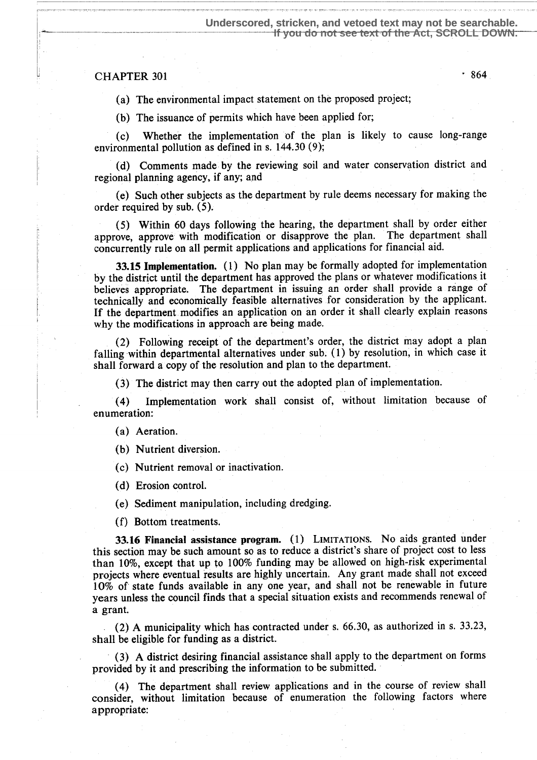(a) The environmental impact statement on the proposed project;

(b) The issuance of permits which have been applied for;

(c) Whether the implementation of the plan is likely to cause long-range environmental pollution as defined in s. 144.30 (9);

(d) Comments made by the reviewing soil and water conservation district and regional planning agency, if any; and

(e) Such other subjects as the department by rule deems necessary for making the order required by sub. (5).

(5) Within 60 days following the hearing, the department shall by order either approve, approve with modification or disapprove the plan. The department shall concurrently rule on all permit applications and applications for financial aid.

**33.15 Implementation.** (1) No plan may be formally adopted for implementation by the district until the department has approved the plans or whatever modifications it believes appropriate. The department in issuing an order shall provide a range of technically and economically feasible alternatives for consideration by the applicant. If the department modifies an application on an order it shall clearly explain reasons why the modifications in approach are being made.

(2) Following receipt of the department's order, the district may adopt a plan falling within departmental alternatives under sub. (1) by resolution, in which case it shall forward a copy of the resolution and plan to the department.

(3) The district may then carry out the adopted plan of implementation.

(4) Implementation work shall consist of, without limitation because of enumeration:

(a) Aeration.

(b) Nutrient diversion.

(c) Nutrient removal or inactivation.

(d) Erosion control.

(e) Sediment manipulation, including dredging.

(f) Bottom treatments.

**33.16 Financial assistance program.** (1) LIMITATIONS. No aids granted under this section may be such amount so as to reduce a district's share of project cost to less than 10%, except that up to 100% funding may be allowed on high-risk experimental projects where eventual results are highly uncertain. Any grant made shall not exceed 10% of state funds available in any one year, and shall not be renewable in future years unless the council finds that a special situation exists and recommends renewal of a grant.

(2) A municipality which has contracted under s. 66.30, as authorized in s. 33.23, shall be eligible for funding as a district.

(3) A district desiring financial assistance shall apply to the department on forms provided by it and prescribing the information to be submitted.

(4) The department shall review applications and in the course of review shall consider, without limitation because of enumeration the following factors where appropriate: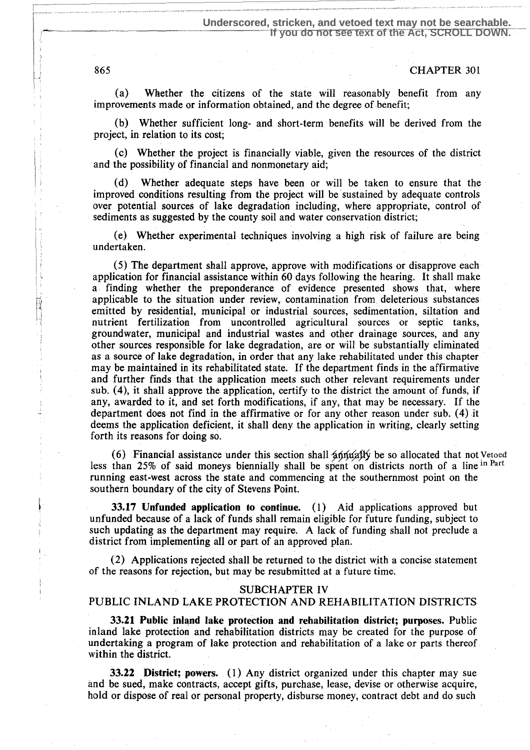Underscored, stricken, and vetoed text may not be searchable. If you do not see text of the Act, SCROLL DOWN.

CHAPTER 301

(a) Whether the citizens of the state will reasonably benefit from any improvements made or information obtained, and the degree of benefit;

(b) Whether sufficient long- and short-term benefits will be derived from the project, in relation to its cost;

(c) Whether the project is financially viable, given the resources of the district and the possibility of financial and nonmonetary aid;

(d) Whether adequate steps have been or will be taken to ensure that the improved conditions resulting from the project will be sustained by adequate controls over potential sources of lake degradation including, where appropriate, control of sediments as suggested by the county soil and water conservation district;

(e) Whether experimental techniques involving a high risk of failure are being undertaken.

(5) The department shall approve, approve with modifications or disapprove each application for financial assistance within 60 days following the hearing. It shall make a finding whether the preponderance of evidence presented shows that, where applicable to the situation under review, contamination from deleterious substances emitted by residential, municipal or industrial sources, sedimentation, siltation and nutrient fertilization from uncontrolled agricultural sources or septic tanks, groundwater, municipal and industrial wastes and other drainage sources, and any other sources responsible for lake degradation, are or will be substantially eliminated as a source of lake degradation, in order that any lake rehabilitated under this chapter may be maintained in its rehabilitated state. If the department finds in the affirmative and further finds that the application meets such other relevant requirements under sub. (4), it shall approve the application, certify to the district the amount of funds, if any, awarded to it, and set forth modifications, if any, that may be necessary. If the department does not find in the affirmative or for any other reason under sub. (4) it deems the application deficient, it shall deny the application in writing, clearly setting forth its reasons for doing so.

(6) Financial assistance under this section shall ~~annually~~ be so allocated that not less than 25% of said moneys biennially shall be spent on districts north of a line running east-west across the state and commencing at the southernmost point on the southern boundary of the city of Stevens Point. *Vetoed in Part*

**33.17 Unfunded application to continue.** (1) Aid applications approved but unfunded because of a lack of funds shall remain eligible for future funding, subject to such updating as the department may require. A lack of funding shall not preclude a district from implementing all or part of an approved plan.

(2) Applications rejected shall be returned to the district with a concise statement of the reasons for rejection, but may be resubmitted at a future time.

## SUBCHAPTER IV
## PUBLIC INLAND LAKE PROTECTION AND REHABILITATION DISTRICTS

**33.21 Public inland lake protection and rehabilitation district; purposes.** Public inland lake protection and rehabilitation districts may be created for the purpose of undertaking a program of lake protection and rehabilitation of a lake or parts thereof within the district.

**33.22 District; powers.** (1) Any district organized under this chapter may sue and be sued, make contracts, accept gifts, purchase, lease, devise or otherwise acquire, hold or dispose of real or personal property, disburse money, contract debt and do such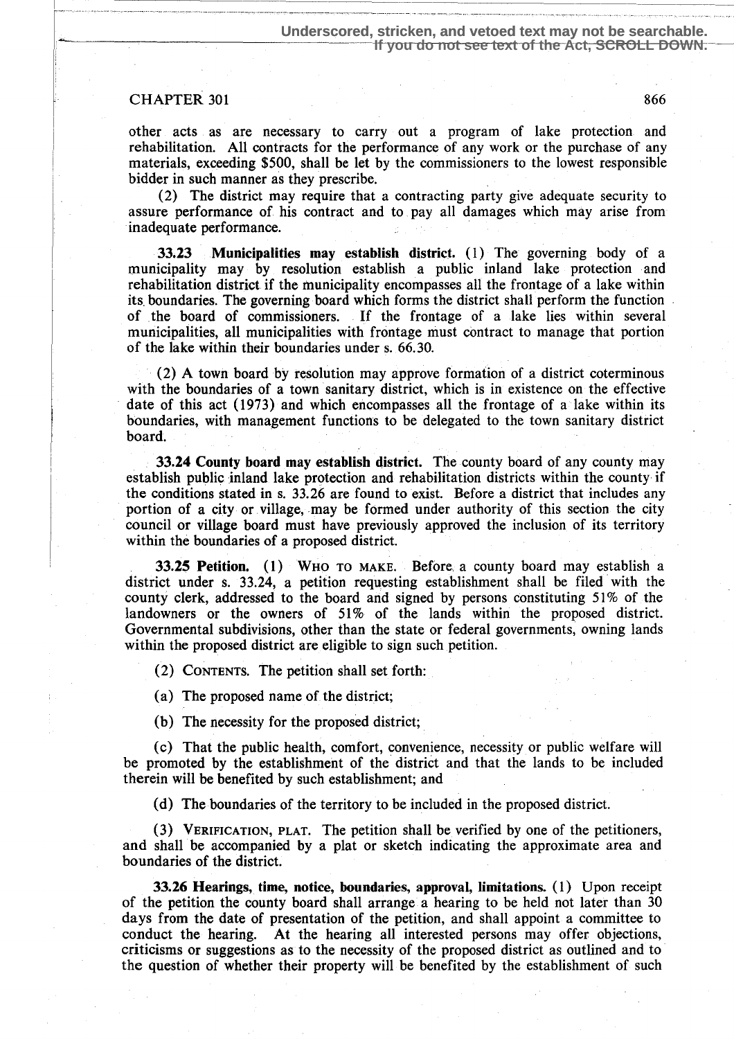other acts as are necessary to carry out a program of lake protection and rehabilitation. All contracts for the performance of any work or the purchase of any materials, exceeding $500, shall be let by the commissioners to the lowest responsible bidder in such manner as they prescribe.

(2) The district may require that a contracting party give adequate security to assure performance of his contract and to pay all damages which may arise from inadequate performance.

**33.23 Municipalities may establish district.** (1) The governing body of a municipality may by resolution establish a public inland lake protection and rehabilitation district if the municipality encompasses all the frontage of a lake within its boundaries. The governing board which forms the district shall perform the function of the board of commissioners. If the frontage of a lake lies within several municipalities, all municipalities with frontage must contract to manage that portion of the lake within their boundaries under s. 66.30.

(2) A town board by resolution may approve formation of a district coterminous with the boundaries of a town sanitary district, which is in existence on the effective date of this act (1973) and which encompasses all the frontage of a lake within its boundaries, with management functions to be delegated to the town sanitary district board.

**33.24 County board may establish district.** The county board of any county may establish public inland lake protection and rehabilitation districts within the county if the conditions stated in s. 33.26 are found to exist. Before a district that includes any portion of a city or village, may be formed under authority of this section the city council or village board must have previously approved the inclusion of its territory within the boundaries of a proposed district.

**33.25 Petition.** (1) WHO TO MAKE. Before a county board may establish a district under s. 33.24, a petition requesting establishment shall be filed with the county clerk, addressed to the board and signed by persons constituting 51% of the landowners or the owners of 51% of the lands within the proposed district. Governmental subdivisions, other than the state or federal governments, owning lands within the proposed district are eligible to sign such petition.

(2) CONTENTS. The petition shall set forth:

(a) The proposed name of the district;

(b) The necessity for the proposed district;

(c) That the public health, comfort, convenience, necessity or public welfare will be promoted by the establishment of the district and that the lands to be included therein will be benefited by such establishment; and

(d) The boundaries of the territory to be included in the proposed district.

(3) VERIFICATION, PLAT. The petition shall be verified by one of the petitioners, and shall be accompanied by a plat or sketch indicating the approximate area and boundaries of the district.

**33.26 Hearings, time, notice, boundaries, approval, limitations.** (1) Upon receipt of the petition the county board shall arrange a hearing to be held not later than 30 days from the date of presentation of the petition, and shall appoint a committee to conduct the hearing. At the hearing all interested persons may offer objections, criticisms or suggestions as to the necessity of the proposed district as outlined and to the question of whether their property will be benefited by the establishment of such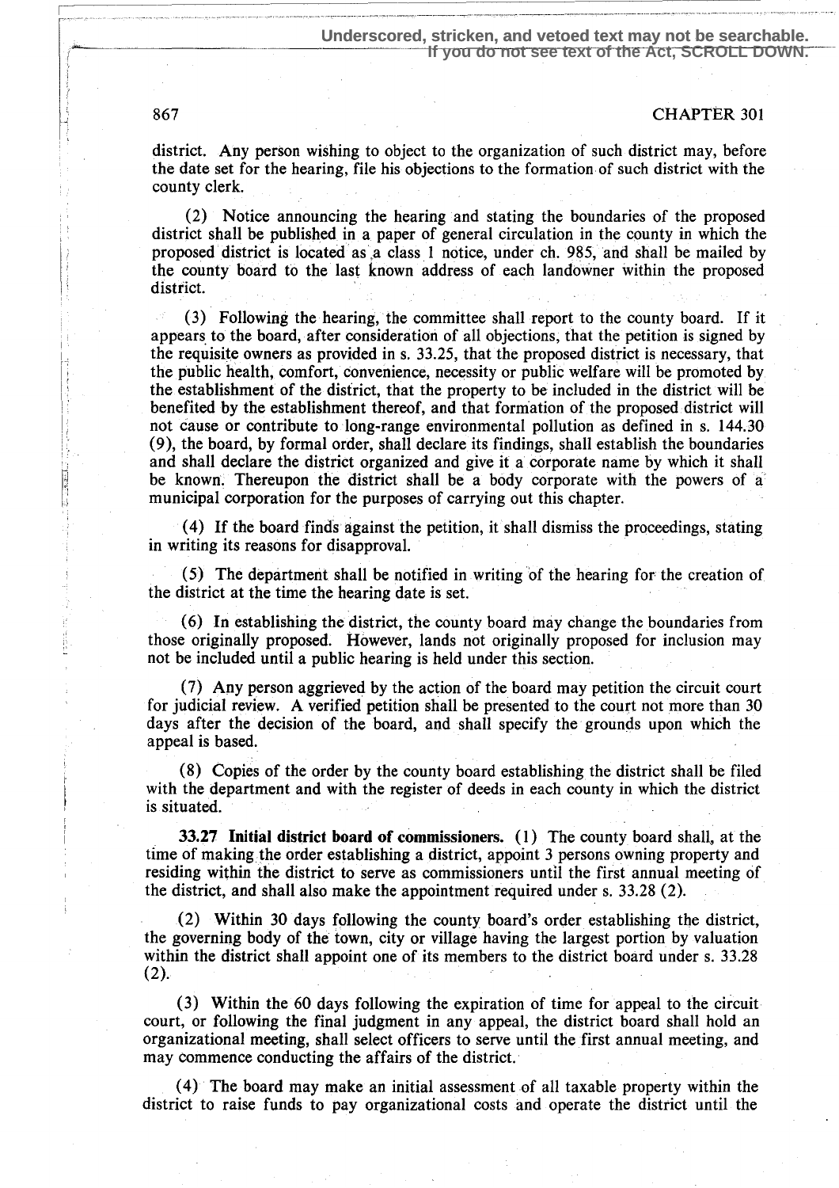district. Any person wishing to object to the organization of such district may, before the date set for the hearing, file his objections to the formation of such district with the county clerk.

(2) Notice announcing the hearing and stating the boundaries of the proposed district shall be published in a paper of general circulation in the county in which the proposed district is located as a class 1 notice, under ch. 985, and shall be mailed by the county board to the last known address of each landowner within the proposed district.

(3) Following the hearing, the committee shall report to the county board. If it appears to the board, after consideration of all objections, that the petition is signed by the requisite owners as provided in s. 33.25, that the proposed district is necessary, that the public health, comfort, convenience, necessity or public welfare will be promoted by the establishment of the district, that the property to be included in the district will be benefited by the establishment thereof, and that formation of the proposed district will not cause or contribute to long-range environmental pollution as defined in s. 144.30 (9), the board, by formal order, shall declare its findings, shall establish the boundaries and shall declare the district organized and give it a corporate name by which it shall be known. Thereupon the district shall be a body corporate with the powers of a municipal corporation for the purposes of carrying out this chapter.

(4) If the board finds against the petition, it shall dismiss the proceedings, stating in writing its reasons for disapproval.

(5) The department shall be notified in writing of the hearing for the creation of the district at the time the hearing date is set.

(6) In establishing the district, the county board may change the boundaries from those originally proposed. However, lands not originally proposed for inclusion may not be included until a public hearing is held under this section.

(7) Any person aggrieved by the action of the board may petition the circuit court for judicial review. A verified petition shall be presented to the court not more than 30 days after the decision of the board, and shall specify the grounds upon which the appeal is based.

(8) Copies of the order by the county board establishing the district shall be filed with the department and with the register of deeds in each county in which the district is situated.

**33.27 Initial district board of commissioners.** (1) The county board shall, at the time of making the order establishing a district, appoint 3 persons owning property and residing within the district to serve as commissioners until the first annual meeting of the district, and shall also make the appointment required under s. 33.28 (2).

(2) Within 30 days following the county board's order establishing the district, the governing body of the town, city or village having the largest portion by valuation within the district shall appoint one of its members to the district board under s. 33.28 (2).

(3) Within the 60 days following the expiration of time for appeal to the circuit court, or following the final judgment in any appeal, the district board shall hold an organizational meeting, shall select officers to serve until the first annual meeting, and may commence conducting the affairs of the district.

(4) The board may make an initial assessment of all taxable property within the district to raise funds to pay organizational costs and operate the district until the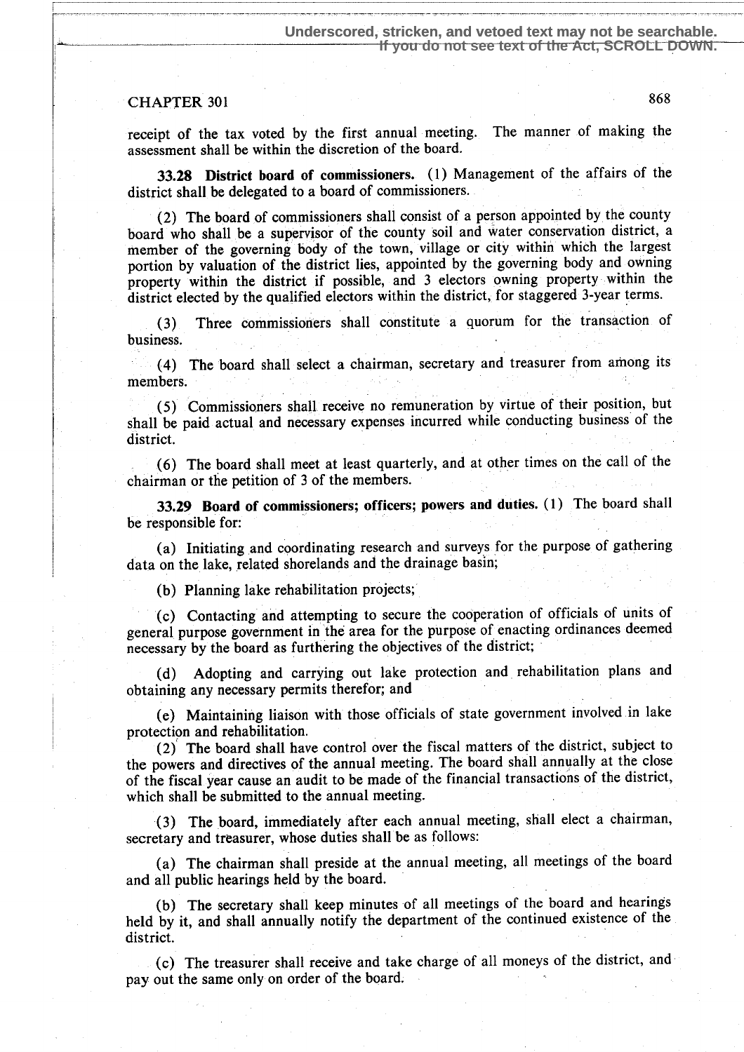receipt of the tax voted by the first annual meeting. The manner of making the assessment shall be within the discretion of the board.

**33.28 District board of commissioners.** (1) Management of the affairs of the district shall be delegated to a board of commissioners.

(2) The board of commissioners shall consist of a person appointed by the county board who shall be a supervisor of the county soil and water conservation district, a member of the governing body of the town, village or city within which the largest portion by valuation of the district lies, appointed by the governing body and owning property within the district if possible, and 3 electors owning property within the district elected by the qualified electors within the district, for staggered 3-year terms.

(3) Three commissioners shall constitute a quorum for the transaction of business.

(4) The board shall select a chairman, secretary and treasurer from among its members.

(5) Commissioners shall receive no remuneration by virtue of their position, but shall be paid actual and necessary expenses incurred while conducting business of the district.

(6) The board shall meet at least quarterly, and at other times on the call of the chairman or the petition of 3 of the members.

**33.29 Board of commissioners; officers; powers and duties.** (1) The board shall be responsible for:

(a) Initiating and coordinating research and surveys for the purpose of gathering data on the lake, related shorelands and the drainage basin;

(b) Planning lake rehabilitation projects;

(c) Contacting and attempting to secure the cooperation of officials of units of general purpose government in the area for the purpose of enacting ordinances deemed necessary by the board as furthering the objectives of the district;

(d) Adopting and carrying out lake protection and rehabilitation plans and obtaining any necessary permits therefor; and

(e) Maintaining liaison with those officials of state government involved in lake protection and rehabilitation.

(2) The board shall have control over the fiscal matters of the district, subject to the powers and directives of the annual meeting. The board shall annually at the close of the fiscal year cause an audit to be made of the financial transactions of the district, which shall be submitted to the annual meeting.

(3) The board, immediately after each annual meeting, shall elect a chairman, secretary and treasurer, whose duties shall be as follows:

(a) The chairman shall preside at the annual meeting, all meetings of the board and all public hearings held by the board.

(b) The secretary shall keep minutes of all meetings of the board and hearings held by it, and shall annually notify the department of the continued existence of the district.

(c) The treasurer shall receive and take charge of all moneys of the district, and pay out the same only on order of the board.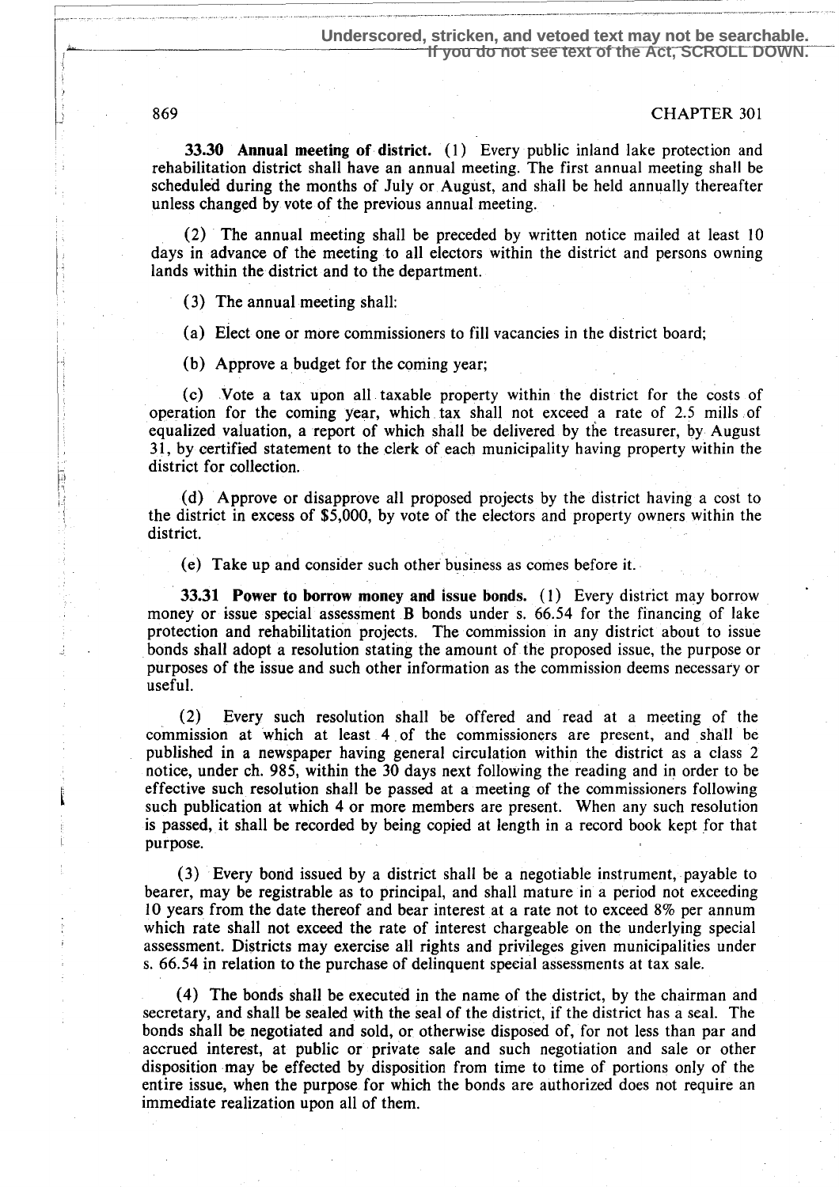**33.30 Annual meeting of district.** (1) Every public inland lake protection and rehabilitation district shall have an annual meeting. The first annual meeting shall be scheduled during the months of July or August, and shall be held annually thereafter unless changed by vote of the previous annual meeting.

(2) The annual meeting shall be preceded by written notice mailed at least 10 days in advance of the meeting to all electors within the district and persons owning lands within the district and to the department.

(3) The annual meeting shall:

(a) Elect one or more commissioners to fill vacancies in the district board;

(b) Approve a budget for the coming year;

(c) Vote a tax upon all taxable property within the district for the costs of operation for the coming year, which tax shall not exceed a rate of 2.5 mills of equalized valuation, a report of which shall be delivered by the treasurer, by August 31, by certified statement to the clerk of each municipality having property within the district for collection.

(d) Approve or disapprove all proposed projects by the district having a cost to the district in excess of $5,000, by vote of the electors and property owners within the district.

(e) Take up and consider such other business as comes before it.

**33.31 Power to borrow money and issue bonds.** (1) Every district may borrow money or issue special assessment B bonds under s. 66.54 for the financing of lake protection and rehabilitation projects. The commission in any district about to issue bonds shall adopt a resolution stating the amount of the proposed issue, the purpose or purposes of the issue and such other information as the commission deems necessary or useful.

(2) Every such resolution shall be offered and read at a meeting of the commission at which at least 4 of the commissioners are present, and shall be published in a newspaper having general circulation within the district as a class 2 notice, under ch. 985, within the 30 days next following the reading and in order to be effective such resolution shall be passed at a meeting of the commissioners following such publication at which 4 or more members are present. When any such resolution is passed, it shall be recorded by being copied at length in a record book kept for that purpose.

(3) Every bond issued by a district shall be a negotiable instrument, payable to bearer, may be registrable as to principal, and shall mature in a period not exceeding 10 years from the date thereof and bear interest at a rate not to exceed 8% per annum which rate shall not exceed the rate of interest chargeable on the underlying special assessment. Districts may exercise all rights and privileges given municipalities under s. 66.54 in relation to the purchase of delinquent special assessments at tax sale.

(4) The bonds shall be executed in the name of the district, by the chairman and secretary, and shall be sealed with the seal of the district, if the district has a seal. The bonds shall be negotiated and sold, or otherwise disposed of, for not less than par and accrued interest, at public or private sale and such negotiation and sale or other disposition may be effected by disposition from time to time of portions only of the entire issue, when the purpose for which the bonds are authorized does not require an immediate realization upon all of them.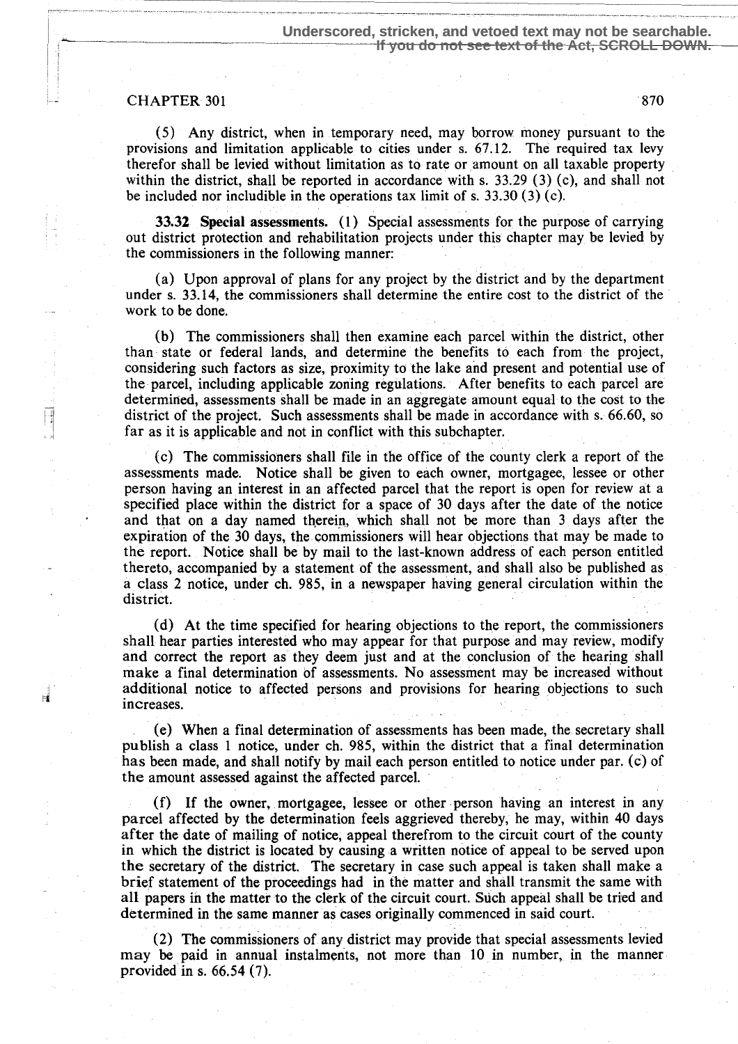(5) Any district, when in temporary need, may borrow money pursuant to the provisions and limitation applicable to cities under s. 67.12. The required tax levy therefor shall be levied without limitation as to rate or amount on all taxable property within the district, shall be reported in accordance with s. 33.29 (3) (c), and shall not be included nor includible in the operations tax limit of s. 33.30 (3) (c).

**33.32 Special assessments.** (1) Special assessments for the purpose of carrying out district protection and rehabilitation projects under this chapter may be levied by the commissioners in the following manner:

(a) Upon approval of plans for any project by the district and by the department under s. 33.14, the commissioners shall determine the entire cost to the district of the work to be done.

(b) The commissioners shall then examine each parcel within the district, other than state or federal lands, and determine the benefits to each from the project, considering such factors as size, proximity to the lake and present and potential use of the parcel, including applicable zoning regulations. After benefits to each parcel are determined, assessments shall be made in an aggregate amount equal to the cost to the district of the project. Such assessments shall be made in accordance with s. 66.60, so far as it is applicable and not in conflict with this subchapter.

(c) The commissioners shall file in the office of the county clerk a report of the assessments made. Notice shall be given to each owner, mortgagee, lessee or other person having an interest in an affected parcel that the report is open for review at a specified place within the district for a space of 30 days after the date of the notice and that on a day named therein, which shall not be more than 3 days after the expiration of the 30 days, the commissioners will hear objections that may be made to the report. Notice shall be by mail to the last-known address of each person entitled thereto, accompanied by a statement of the assessment, and shall also be published as a class 2 notice, under ch. 985, in a newspaper having general circulation within the district.

(d) At the time specified for hearing objections to the report, the commissioners shall hear parties interested who may appear for that purpose and may review, modify and correct the report as they deem just and at the conclusion of the hearing shall make a final determination of assessments. No assessment may be increased without additional notice to affected persons and provisions for hearing objections to such increases.

(e) When a final determination of assessments has been made, the secretary shall publish a class 1 notice, under ch. 985, within the district that a final determination has been made, and shall notify by mail each person entitled to notice under par. (c) of the amount assessed against the affected parcel.

(f) If the owner, mortgagee, lessee or other person having an interest in any parcel affected by the determination feels aggrieved thereby, he may, within 40 days after the date of mailing of notice, appeal therefrom to the circuit court of the county in which the district is located by causing a written notice of appeal to be served upon the secretary of the district. The secretary in case such appeal is taken shall make a brief statement of the proceedings had in the matter and shall transmit the same with all papers in the matter to the clerk of the circuit court. Such appeal shall be tried and determined in the same manner as cases originally commenced in said court.

(2) The commissioners of any district may provide that special assessments levied may be paid in annual instalments, not more than 10 in number, in the manner provided in s. 66.54 (7).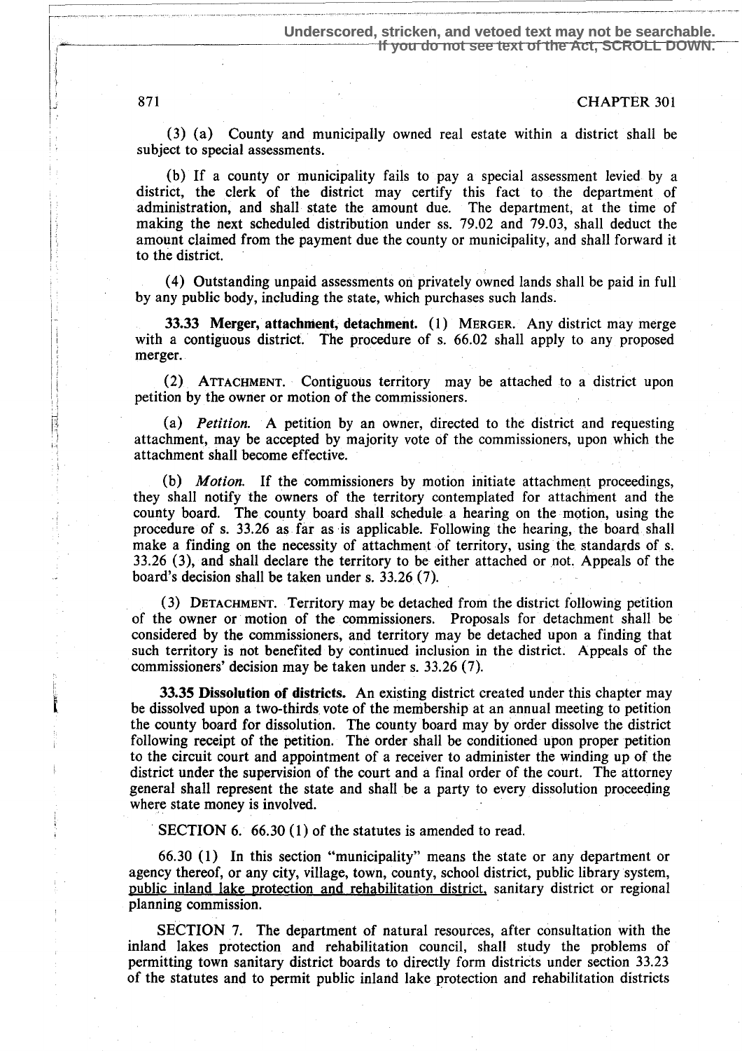(3) (a) County and municipally owned real estate within a district shall be subject to special assessments.

(b) If a county or municipality fails to pay a special assessment levied by a district, the clerk of the district may certify this fact to the department of administration, and shall state the amount due. The department, at the time of making the next scheduled distribution under ss. 79.02 and 79.03, shall deduct the amount claimed from the payment due the county or municipality, and shall forward it to the district.

(4) Outstanding unpaid assessments on privately owned lands shall be paid in full by any public body, including the state, which purchases such lands.

**33.33 Merger, attachment, detachment.** (1) MERGER. Any district may merge with a contiguous district. The procedure of s. 66.02 shall apply to any proposed merger.

(2) ATTACHMENT. Contiguous territory may be attached to a district upon petition by the owner or motion of the commissioners.

(a) *Petition.* A petition by an owner, directed to the district and requesting attachment, may be accepted by majority vote of the commissioners, upon which the attachment shall become effective.

(b) *Motion.* If the commissioners by motion initiate attachment proceedings, they shall notify the owners of the territory contemplated for attachment and the county board. The county board shall schedule a hearing on the motion, using the procedure of s. 33.26 as far as is applicable. Following the hearing, the board shall make a finding on the necessity of attachment of territory, using the standards of s. 33.26 (3), and shall declare the territory to be either attached or not. Appeals of the board's decision shall be taken under s. 33.26 (7).

(3) DETACHMENT. Territory may be detached from the district following petition of the owner or motion of the commissioners. Proposals for detachment shall be considered by the commissioners, and territory may be detached upon a finding that such territory is not benefited by continued inclusion in the district. Appeals of the commissioners' decision may be taken under s. 33.26 (7).

**33.35 Dissolution of districts.** An existing district created under this chapter may be dissolved upon a two-thirds vote of the membership at an annual meeting to petition the county board for dissolution. The county board may by order dissolve the district following receipt of the petition. The order shall be conditioned upon proper petition to the circuit court and appointment of a receiver to administer the winding up of the district under the supervision of the court and a final order of the court. The attorney general shall represent the state and shall be a party to every dissolution proceeding where state money is involved.

SECTION 6. 66.30 (1) of the statutes is amended to read.

66.30 (1) In this section "municipality" means the state or any department or agency thereof, or any city, village, town, county, school district, public library system, public inland lake protection and rehabilitation district, sanitary district or regional planning commission.

SECTION 7. The department of natural resources, after consultation with the inland lakes protection and rehabilitation council, shall study the problems of permitting town sanitary district boards to directly form districts under section 33.23 of the statutes and to permit public inland lake protection and rehabilitation districts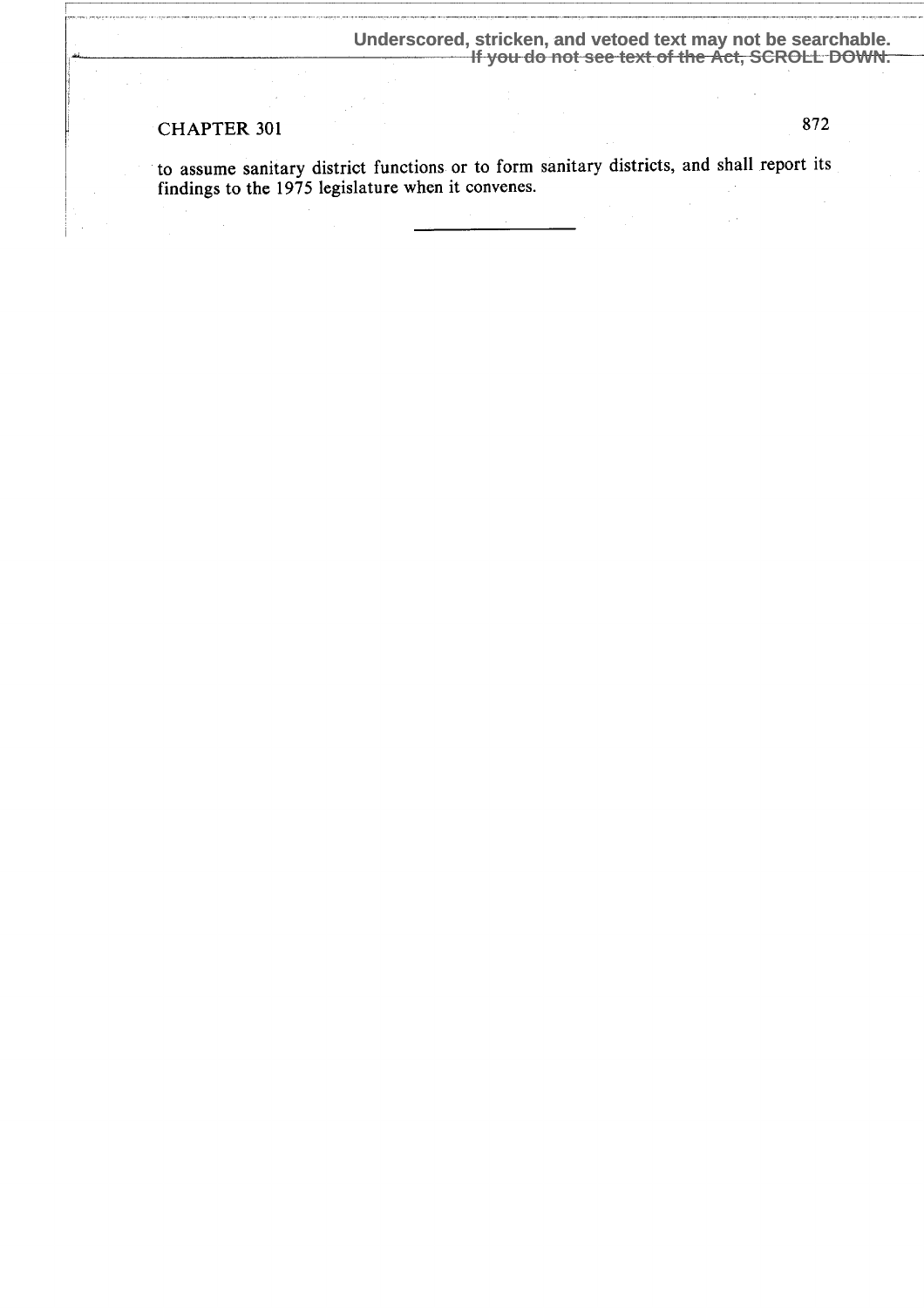to assume sanitary district functions or to form sanitary districts, and shall report its findings to the 1975 legislature when it convenes.

---